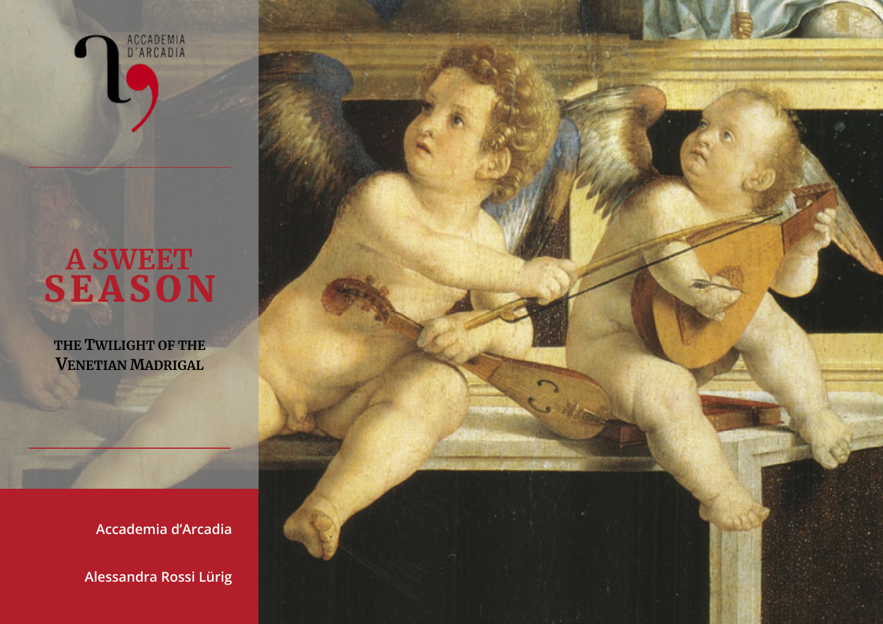ACCADEMIA D'ARCADIA

# A SWEET SEASON

## The Twilight of the Venetian Madrigal

**Accademia d'Arcadia**

**Alessandra Rossi Lürig**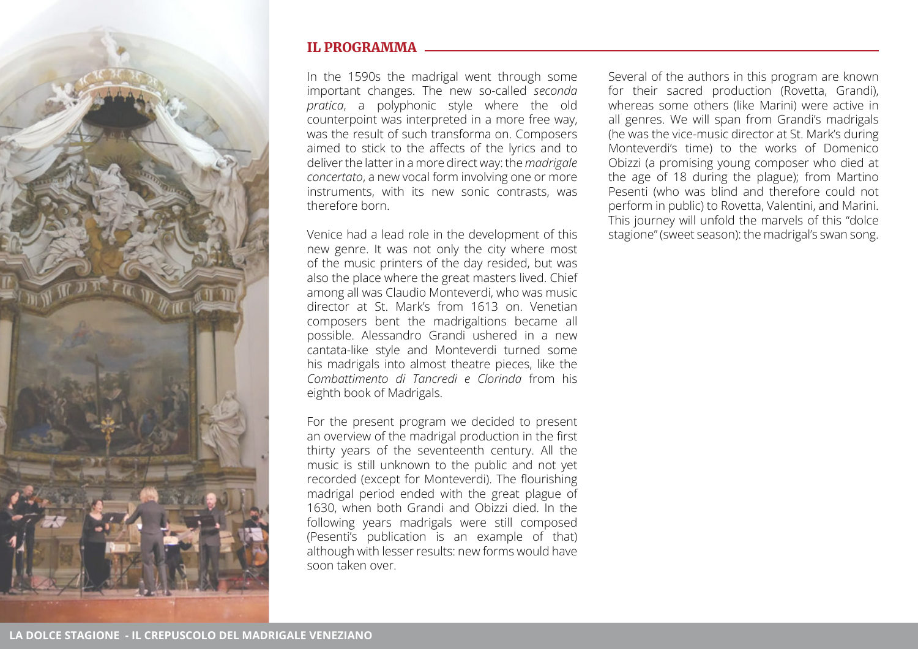## IL PROGRAMMA

In the 1590s the madrigal went through some important changes. The new so-called *seconda pratica*, a polyphonic style where the old counterpoint was interpreted in a more free way, was the result of such transforma on. Composers aimed to stick to the affects of the lyrics and to deliver the latter in a more direct way: the *madrigale concertato*, a new vocal form involving one or more instruments, with its new sonic contrasts, was therefore born.

Venice had a lead role in the development of this new genre. It was not only the city where most of the music printers of the day resided, but was also the place where the great masters lived. Chief among all was Claudio Monteverdi, who was music director at St. Mark's from 1613 on. Venetian composers bent the madrigaltions became all possible. Alessandro Grandi ushered in a new cantata-like style and Monteverdi turned some his madrigals into almost theatre pieces, like the *Combattimento di Tancredi e Clorinda* from his eighth book of Madrigals.

For the present program we decided to present an overview of the madrigal production in the first thirty years of the seventeenth century. All the music is still unknown to the public and not yet recorded (except for Monteverdi). The flourishing madrigal period ended with the great plague of 1630, when both Grandi and Obizzi died. In the following years madrigals were still composed (Pesenti's publication is an example of that) although with lesser results: new forms would have soon taken over.

Several of the authors in this program are known for their sacred production (Rovetta, Grandi), whereas some others (like Marini) were active in all genres. We will span from Grandi's madrigals (he was the vice-music director at St. Mark's during Monteverdi's time) to the works of Domenico Obizzi (a promising young composer who died at the age of 18 during the plague); from Martino Pesenti (who was blind and therefore could not perform in public) to Rovetta, Valentini, and Marini. This journey will unfold the marvels of this "dolce stagione" (sweet season): the madrigal's swan song.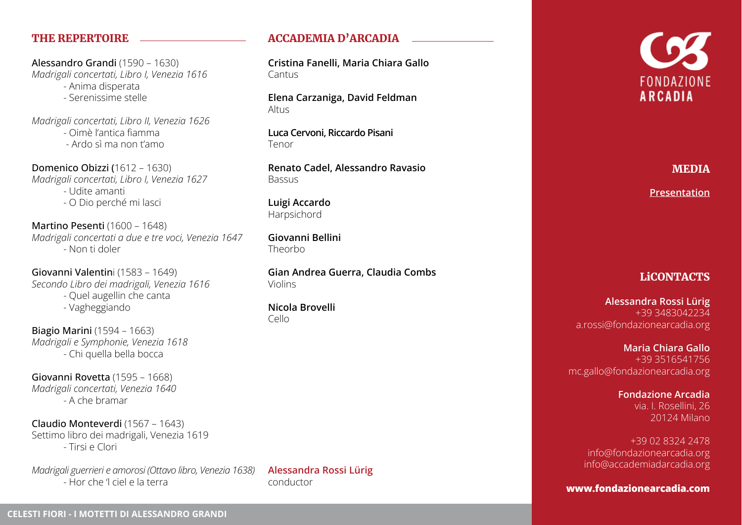## THE REPERTOIRE

**Alessandro Grandi** (1590 – 1630)
*Madrigali concertati, Libro I, Venezia 1616*
- Anima disperata
- Serenissime stelle

*Madrigali concertati, Libro II, Venezia 1626*
- Oimè l'antica fiamma
- Ardo sì ma non t'amo

**Domenico Obizzi (**1612 – 1630)
*Madrigali concertati, Libro I, Venezia 1627*
- Udite amanti
- O Dio perché mi lasci

**Martino Pesenti** (1600 – 1648)
*Madrigali concertati a due e tre voci, Venezia 1647*
- Non ti doler

**Giovanni Valentin**i (1583 – 1649)
*Secondo Libro dei madrigali, Venezia 1616*
- Quel augellin che canta
- Vagheggiando

**Biagio Marini** (1594 – 1663)
*Madrigali e Symphonie, Venezia 1618*
- Chi quella bella bocca

**Giovanni Rovetta** (1595 – 1668)
*Madrigali concertati, Venezia 1640*
- A che bramar

**Claudio Monteverdi** (1567 – 1643)
Settimo libro dei madrigali, Venezia 1619
- Tirsi e Clori

*Madrigali guerrieri e amorosi (Ottavo libro, Venezia 1638)*
- Hor che 'l ciel e la terra

## ACCADEMIA D'ARCADIA

**Cristina Fanelli, Maria Chiara Gallo**
Cantus

**Elena Carzaniga, David Feldman**
Altus

**Luca Cervoni, Riccardo Pisani**
Tenor

**Renato Cadel, Alessandro Ravasio**
Bassus

**Luigi Accardo**
Harpsichord

**Giovanni Bellini**
Theorbo

**Gian Andrea Guerra, Claudia Combs**
Violins

**Nicola Brovelli**
Cello

**Alessandra Rossi Lürig**
conductor

FONDAZIONE ARCADIA

## MEDIA

Presentation

## LiCONTACTS

**Alessandra Rossi Lürig**
+39 3483042234
a.rossi@fondazionearcadia.org

**Maria Chiara Gallo**
+39 3516541756
mc.gallo@fondazionearcadia.org

**Fondazione Arcadia**
via. I. Rosellini, 26
20124 Milano

+39 02 8324 2478
info@fondazionearcadia.org
info@accademiadarcadia.org

**www.fondazionearcadia.com**